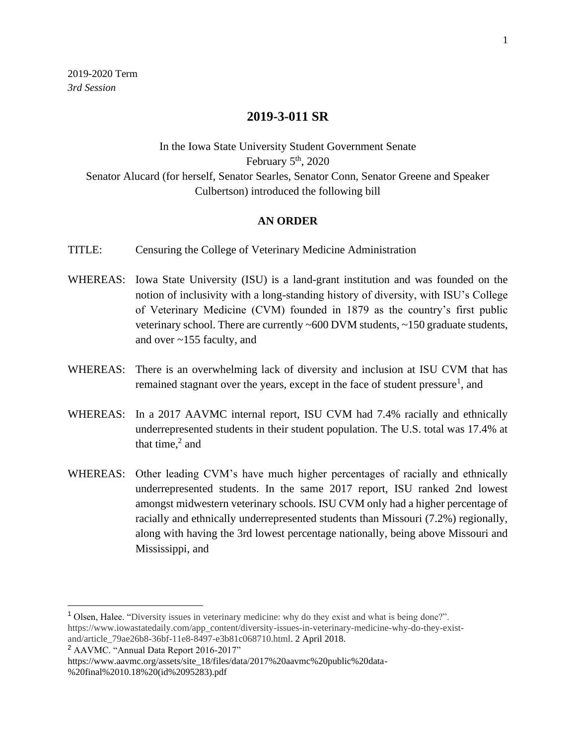2019-2020 Term
*3rd Session*

## 2019-3-011 SR

In the Iowa State University Student Government Senate
February 5th, 2020
Senator Alucard (for herself, Senator Searles, Senator Conn, Senator Greene and Speaker Culbertson) introduced the following bill

### AN ORDER

TITLE: Censuring the College of Veterinary Medicine Administration

WHEREAS: Iowa State University (ISU) is a land-grant institution and was founded on the notion of inclusivity with a long-standing history of diversity, with ISU's College of Veterinary Medicine (CVM) founded in 1879 as the country's first public veterinary school. There are currently ~600 DVM students, ~150 graduate students, and over ~155 faculty, and

WHEREAS: There is an overwhelming lack of diversity and inclusion at ISU CVM that has remained stagnant over the years, except in the face of student pressure[1], and

WHEREAS: In a 2017 AAVMC internal report, ISU CVM had 7.4% racially and ethnically underrepresented students in their student population. The U.S. total was 17.4% at that time,[2] and

WHEREAS: Other leading CVM's have much higher percentages of racially and ethnically underrepresented students. In the same 2017 report, ISU ranked 2nd lowest amongst midwestern veterinary schools. ISU CVM only had a higher percentage of racially and ethnically underrepresented students than Missouri (7.2%) regionally, along with having the 3rd lowest percentage nationally, being above Missouri and Mississippi, and

---

[1] Olsen, Halee. "Diversity issues in veterinary medicine: why do they exist and what is being done?". https://www.iowastatedaily.com/app_content/diversity-issues-in-veterinary-medicine-why-do-they-exist-and/article_79ae26b8-36bf-11e8-8497-e3b81c068710.html. 2 April 2018.

[2] AAVMC. "Annual Data Report 2016-2017" https://www.aavmc.org/assets/site_18/files/data/2017%20aavmc%20public%20data-%20final%2010.18%20(id%2095283).pdf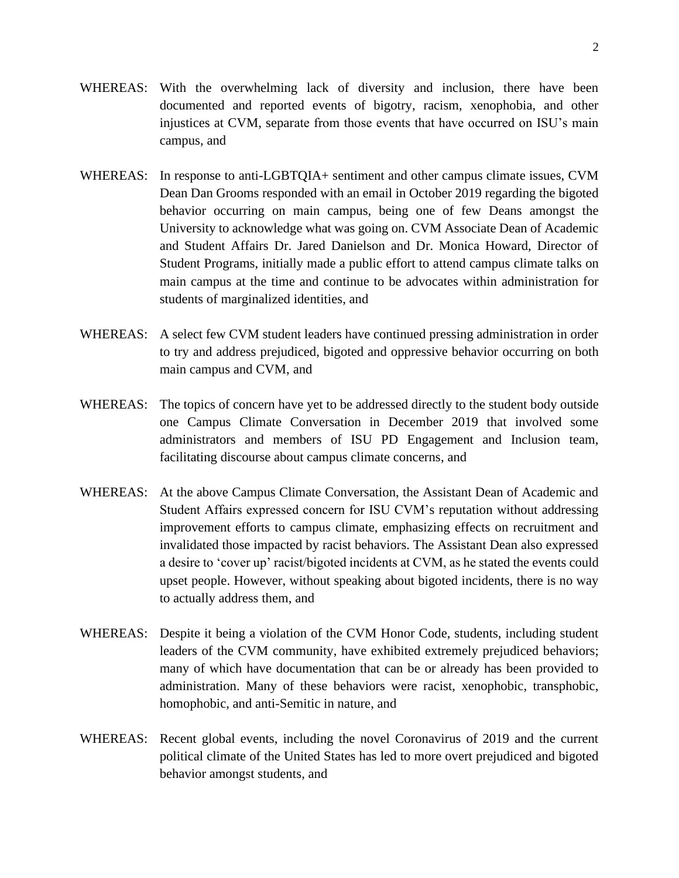WHEREAS: With the overwhelming lack of diversity and inclusion, there have been documented and reported events of bigotry, racism, xenophobia, and other injustices at CVM, separate from those events that have occurred on ISU's main campus, and

WHEREAS: In response to anti-LGBTQIA+ sentiment and other campus climate issues, CVM Dean Dan Grooms responded with an email in October 2019 regarding the bigoted behavior occurring on main campus, being one of few Deans amongst the University to acknowledge what was going on. CVM Associate Dean of Academic and Student Affairs Dr. Jared Danielson and Dr. Monica Howard, Director of Student Programs, initially made a public effort to attend campus climate talks on main campus at the time and continue to be advocates within administration for students of marginalized identities, and

WHEREAS: A select few CVM student leaders have continued pressing administration in order to try and address prejudiced, bigoted and oppressive behavior occurring on both main campus and CVM, and

WHEREAS: The topics of concern have yet to be addressed directly to the student body outside one Campus Climate Conversation in December 2019 that involved some administrators and members of ISU PD Engagement and Inclusion team, facilitating discourse about campus climate concerns, and

WHEREAS: At the above Campus Climate Conversation, the Assistant Dean of Academic and Student Affairs expressed concern for ISU CVM's reputation without addressing improvement efforts to campus climate, emphasizing effects on recruitment and invalidated those impacted by racist behaviors. The Assistant Dean also expressed a desire to 'cover up' racist/bigoted incidents at CVM, as he stated the events could upset people. However, without speaking about bigoted incidents, there is no way to actually address them, and

WHEREAS: Despite it being a violation of the CVM Honor Code, students, including student leaders of the CVM community, have exhibited extremely prejudiced behaviors; many of which have documentation that can be or already has been provided to administration. Many of these behaviors were racist, xenophobic, transphobic, homophobic, and anti-Semitic in nature, and

WHEREAS: Recent global events, including the novel Coronavirus of 2019 and the current political climate of the United States has led to more overt prejudiced and bigoted behavior amongst students, and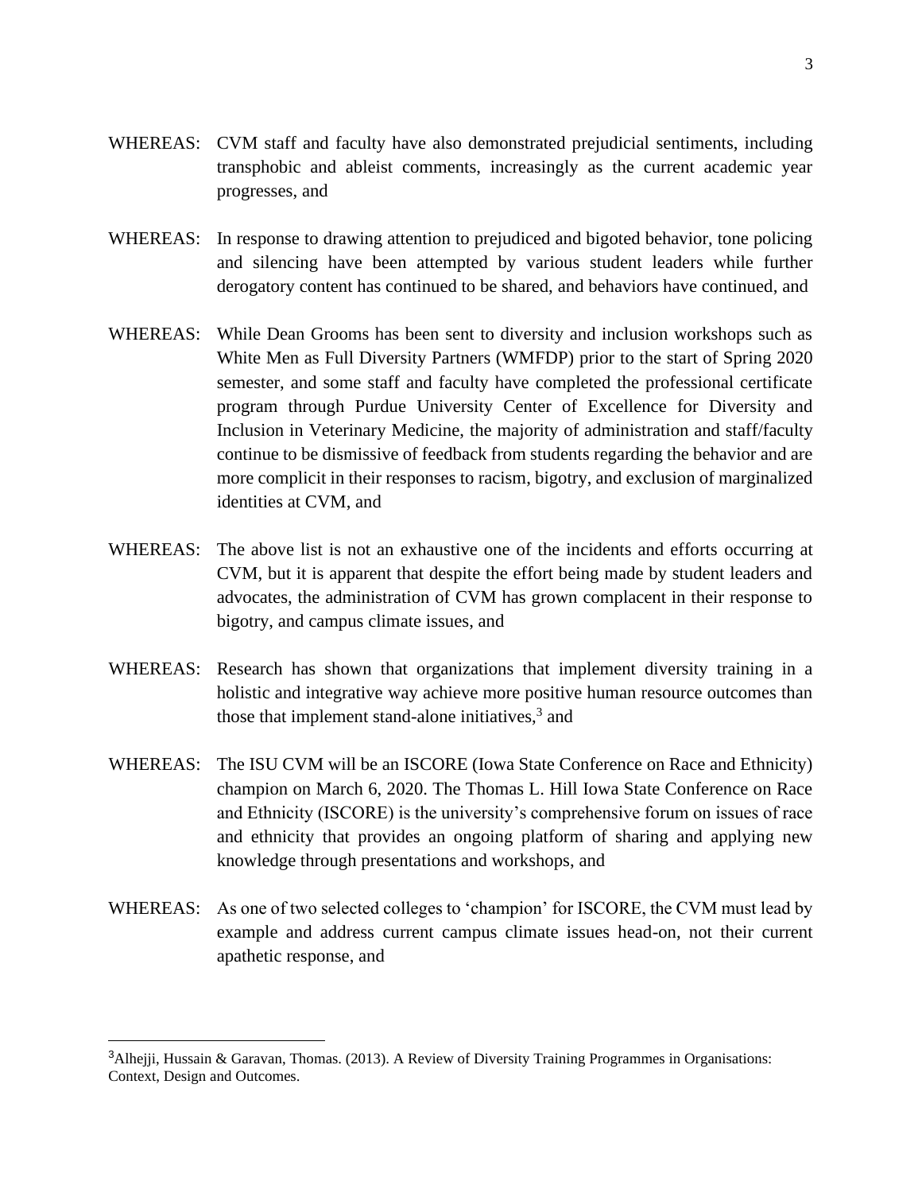WHEREAS: CVM staff and faculty have also demonstrated prejudicial sentiments, including transphobic and ableist comments, increasingly as the current academic year progresses, and

WHEREAS: In response to drawing attention to prejudiced and bigoted behavior, tone policing and silencing have been attempted by various student leaders while further derogatory content has continued to be shared, and behaviors have continued, and

WHEREAS: While Dean Grooms has been sent to diversity and inclusion workshops such as White Men as Full Diversity Partners (WMFDP) prior to the start of Spring 2020 semester, and some staff and faculty have completed the professional certificate program through Purdue University Center of Excellence for Diversity and Inclusion in Veterinary Medicine, the majority of administration and staff/faculty continue to be dismissive of feedback from students regarding the behavior and are more complicit in their responses to racism, bigotry, and exclusion of marginalized identities at CVM, and

WHEREAS: The above list is not an exhaustive one of the incidents and efforts occurring at CVM, but it is apparent that despite the effort being made by student leaders and advocates, the administration of CVM has grown complacent in their response to bigotry, and campus climate issues, and

WHEREAS: Research has shown that organizations that implement diversity training in a holistic and integrative way achieve more positive human resource outcomes than those that implement stand-alone initiatives,[3] and

WHEREAS: The ISU CVM will be an ISCORE (Iowa State Conference on Race and Ethnicity) champion on March 6, 2020. The Thomas L. Hill Iowa State Conference on Race and Ethnicity (ISCORE) is the university's comprehensive forum on issues of race and ethnicity that provides an ongoing platform of sharing and applying new knowledge through presentations and workshops, and

WHEREAS: As one of two selected colleges to 'champion' for ISCORE, the CVM must lead by example and address current campus climate issues head-on, not their current apathetic response, and

---

[3] Alhejji, Hussain & Garavan, Thomas. (2013). A Review of Diversity Training Programmes in Organisations: Context, Design and Outcomes.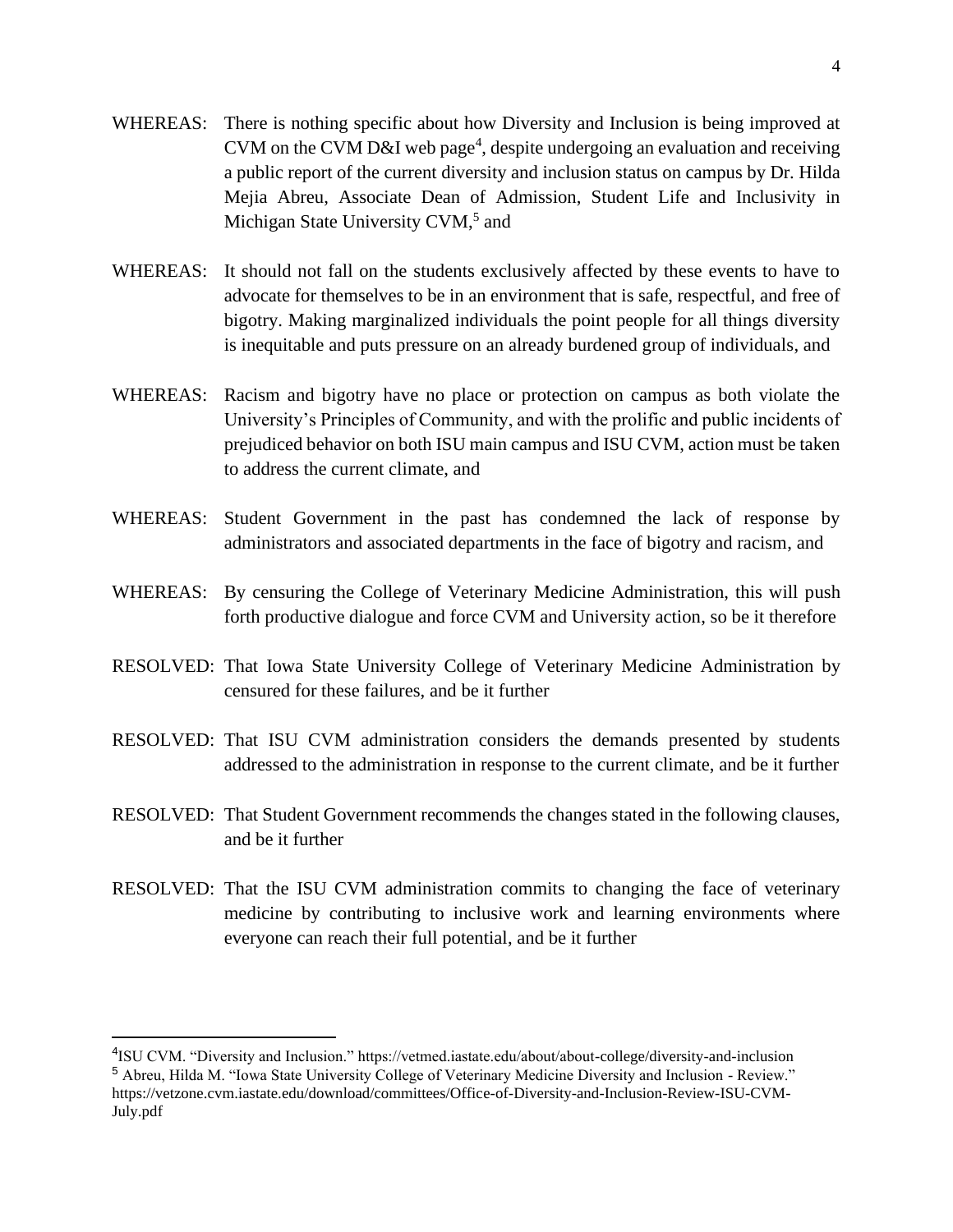WHEREAS: There is nothing specific about how Diversity and Inclusion is being improved at CVM on the CVM D&I web page[4], despite undergoing an evaluation and receiving a public report of the current diversity and inclusion status on campus by Dr. Hilda Mejia Abreu, Associate Dean of Admission, Student Life and Inclusivity in Michigan State University CVM,[5] and

WHEREAS: It should not fall on the students exclusively affected by these events to have to advocate for themselves to be in an environment that is safe, respectful, and free of bigotry. Making marginalized individuals the point people for all things diversity is inequitable and puts pressure on an already burdened group of individuals, and

WHEREAS: Racism and bigotry have no place or protection on campus as both violate the University's Principles of Community, and with the prolific and public incidents of prejudiced behavior on both ISU main campus and ISU CVM, action must be taken to address the current climate, and

WHEREAS: Student Government in the past has condemned the lack of response by administrators and associated departments in the face of bigotry and racism, and

WHEREAS: By censuring the College of Veterinary Medicine Administration, this will push forth productive dialogue and force CVM and University action, so be it therefore

RESOLVED: That Iowa State University College of Veterinary Medicine Administration by censured for these failures, and be it further

RESOLVED: That ISU CVM administration considers the demands presented by students addressed to the administration in response to the current climate, and be it further

RESOLVED: That Student Government recommends the changes stated in the following clauses, and be it further

RESOLVED: That the ISU CVM administration commits to changing the face of veterinary medicine by contributing to inclusive work and learning environments where everyone can reach their full potential, and be it further

---

[4] ISU CVM. "Diversity and Inclusion." https://vetmed.iastate.edu/about/about-college/diversity-and-inclusion

[5] Abreu, Hilda M. "Iowa State University College of Veterinary Medicine Diversity and Inclusion - Review." https://vetzone.cvm.iastate.edu/download/committees/Office-of-Diversity-and-Inclusion-Review-ISU-CVM-July.pdf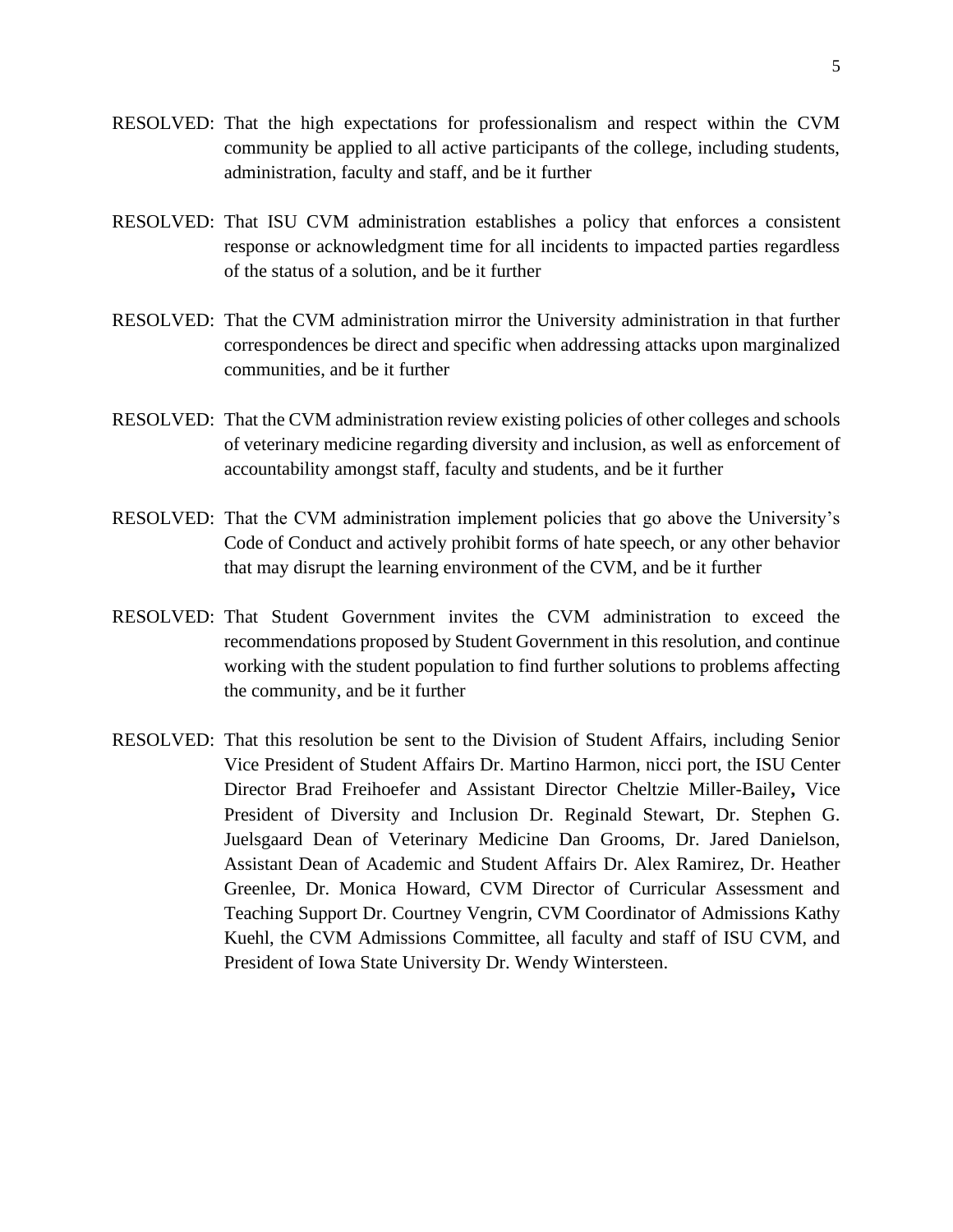RESOLVED: That the high expectations for professionalism and respect within the CVM community be applied to all active participants of the college, including students, administration, faculty and staff, and be it further

RESOLVED: That ISU CVM administration establishes a policy that enforces a consistent response or acknowledgment time for all incidents to impacted parties regardless of the status of a solution, and be it further

RESOLVED: That the CVM administration mirror the University administration in that further correspondences be direct and specific when addressing attacks upon marginalized communities, and be it further

RESOLVED: That the CVM administration review existing policies of other colleges and schools of veterinary medicine regarding diversity and inclusion, as well as enforcement of accountability amongst staff, faculty and students, and be it further

RESOLVED: That the CVM administration implement policies that go above the University's Code of Conduct and actively prohibit forms of hate speech, or any other behavior that may disrupt the learning environment of the CVM, and be it further

RESOLVED: That Student Government invites the CVM administration to exceed the recommendations proposed by Student Government in this resolution, and continue working with the student population to find further solutions to problems affecting the community, and be it further

RESOLVED: That this resolution be sent to the Division of Student Affairs, including Senior Vice President of Student Affairs Dr. Martino Harmon, nicci port, the ISU Center Director Brad Freihoefer and Assistant Director Cheltzie Miller-Bailey**,** Vice President of Diversity and Inclusion Dr. Reginald Stewart, Dr. Stephen G. Juelsgaard Dean of Veterinary Medicine Dan Grooms, Dr. Jared Danielson, Assistant Dean of Academic and Student Affairs Dr. Alex Ramirez, Dr. Heather Greenlee, Dr. Monica Howard, CVM Director of Curricular Assessment and Teaching Support Dr. Courtney Vengrin, CVM Coordinator of Admissions Kathy Kuehl, the CVM Admissions Committee, all faculty and staff of ISU CVM, and President of Iowa State University Dr. Wendy Wintersteen.